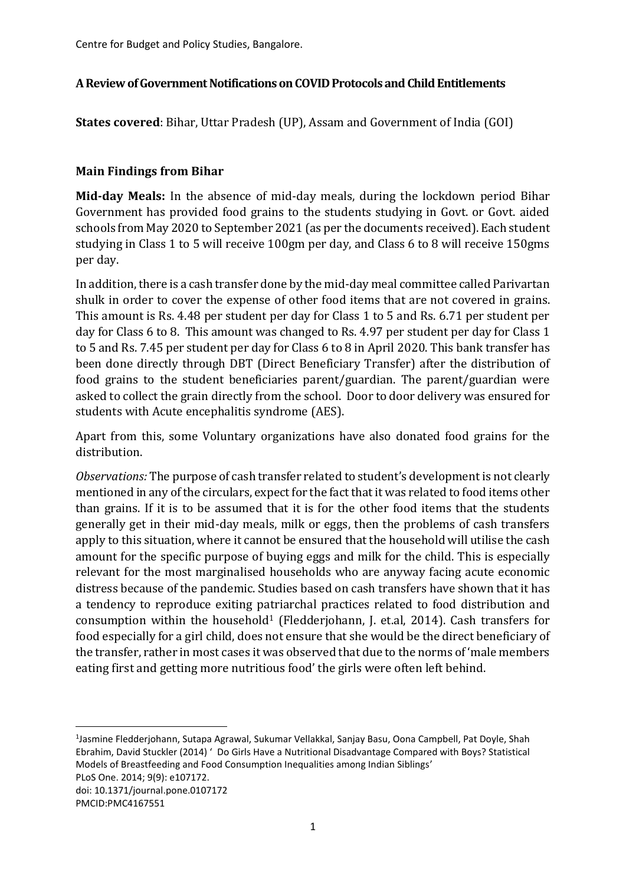Centre for Budget and Policy Studies, Bangalore.

**A Review of Government Notifications on COVID Protocols and Child Entitlements**

**States covered**: Bihar, Uttar Pradesh (UP), Assam and Government of India (GOI)

## Main Findings from Bihar

**Mid-day Meals:** In the absence of mid-day meals, during the lockdown period Bihar Government has provided food grains to the students studying in Govt. or Govt. aided schools from May 2020 to September 2021 (as per the documents received). Each student studying in Class 1 to 5 will receive 100gm per day, and Class 6 to 8 will receive 150gms per day.

In addition, there is a cash transfer done by the mid-day meal committee called Parivartan shulk in order to cover the expense of other food items that are not covered in grains. This amount is Rs. 4.48 per student per day for Class 1 to 5 and Rs. 6.71 per student per day for Class 6 to 8. This amount was changed to Rs. 4.97 per student per day for Class 1 to 5 and Rs. 7.45 per student per day for Class 6 to 8 in April 2020. This bank transfer has been done directly through DBT (Direct Beneficiary Transfer) after the distribution of food grains to the student beneficiaries parent/guardian. The parent/guardian were asked to collect the grain directly from the school. Door to door delivery was ensured for students with Acute encephalitis syndrome (AES).

Apart from this, some Voluntary organizations have also donated food grains for the distribution.

*Observations:* The purpose of cash transfer related to student's development is not clearly mentioned in any of the circulars, expect for the fact that it was related to food items other than grains. If it is to be assumed that it is for the other food items that the students generally get in their mid-day meals, milk or eggs, then the problems of cash transfers apply to this situation, where it cannot be ensured that the household will utilise the cash amount for the specific purpose of buying eggs and milk for the child. This is especially relevant for the most marginalised households who are anyway facing acute economic distress because of the pandemic. Studies based on cash transfers have shown that it has a tendency to reproduce exiting patriarchal practices related to food distribution and consumption within the household[1] (Fledderjohann, J. et.al, 2014). Cash transfers for food especially for a girl child, does not ensure that she would be the direct beneficiary of the transfer, rather in most cases it was observed that due to the norms of 'male members eating first and getting more nutritious food' the girls were often left behind.

---

[1]Jasmine Fledderjohann, Sutapa Agrawal, Sukumar Vellakkal, Sanjay Basu, Oona Campbell, Pat Doyle, Shah Ebrahim, David Stuckler (2014) ' Do Girls Have a Nutritional Disadvantage Compared with Boys? Statistical Models of Breastfeeding and Food Consumption Inequalities among Indian Siblings'
PLoS One. 2014; 9(9): e107172.
doi: 10.1371/journal.pone.0107172
PMCID:PMC4167551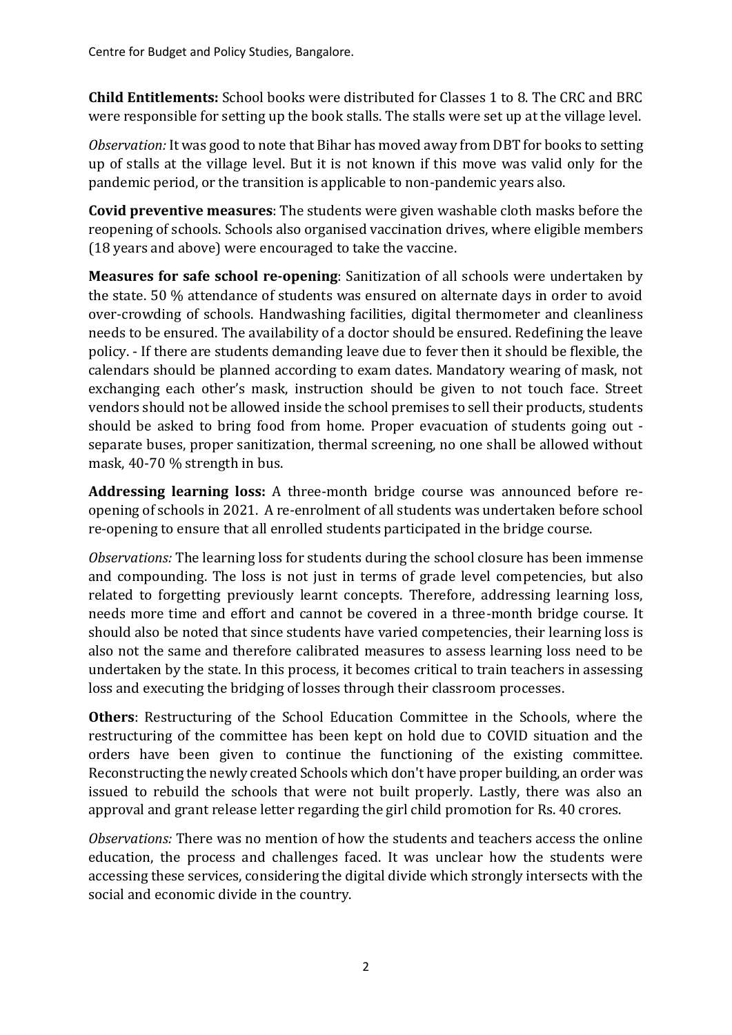**Child Entitlements:** School books were distributed for Classes 1 to 8. The CRC and BRC were responsible for setting up the book stalls. The stalls were set up at the village level.

*Observation:* It was good to note that Bihar has moved away from DBT for books to setting up of stalls at the village level. But it is not known if this move was valid only for the pandemic period, or the transition is applicable to non-pandemic years also.

**Covid preventive measures**: The students were given washable cloth masks before the reopening of schools. Schools also organised vaccination drives, where eligible members (18 years and above) were encouraged to take the vaccine.

**Measures for safe school re-opening**: Sanitization of all schools were undertaken by the state. 50 % attendance of students was ensured on alternate days in order to avoid over-crowding of schools. Handwashing facilities, digital thermometer and cleanliness needs to be ensured. The availability of a doctor should be ensured. Redefining the leave policy. - If there are students demanding leave due to fever then it should be flexible, the calendars should be planned according to exam dates. Mandatory wearing of mask, not exchanging each other's mask, instruction should be given to not touch face. Street vendors should not be allowed inside the school premises to sell their products, students should be asked to bring food from home. Proper evacuation of students going out - separate buses, proper sanitization, thermal screening, no one shall be allowed without mask, 40-70 % strength in bus.

**Addressing learning loss:** A three-month bridge course was announced before re-opening of schools in 2021. A re-enrolment of all students was undertaken before school re-opening to ensure that all enrolled students participated in the bridge course.

*Observations:* The learning loss for students during the school closure has been immense and compounding. The loss is not just in terms of grade level competencies, but also related to forgetting previously learnt concepts. Therefore, addressing learning loss, needs more time and effort and cannot be covered in a three-month bridge course. It should also be noted that since students have varied competencies, their learning loss is also not the same and therefore calibrated measures to assess learning loss need to be undertaken by the state. In this process, it becomes critical to train teachers in assessing loss and executing the bridging of losses through their classroom processes.

**Others**: Restructuring of the School Education Committee in the Schools, where the restructuring of the committee has been kept on hold due to COVID situation and the orders have been given to continue the functioning of the existing committee. Reconstructing the newly created Schools which don't have proper building, an order was issued to rebuild the schools that were not built properly. Lastly, there was also an approval and grant release letter regarding the girl child promotion for Rs. 40 crores.

*Observations:* There was no mention of how the students and teachers access the online education, the process and challenges faced. It was unclear how the students were accessing these services, considering the digital divide which strongly intersects with the social and economic divide in the country.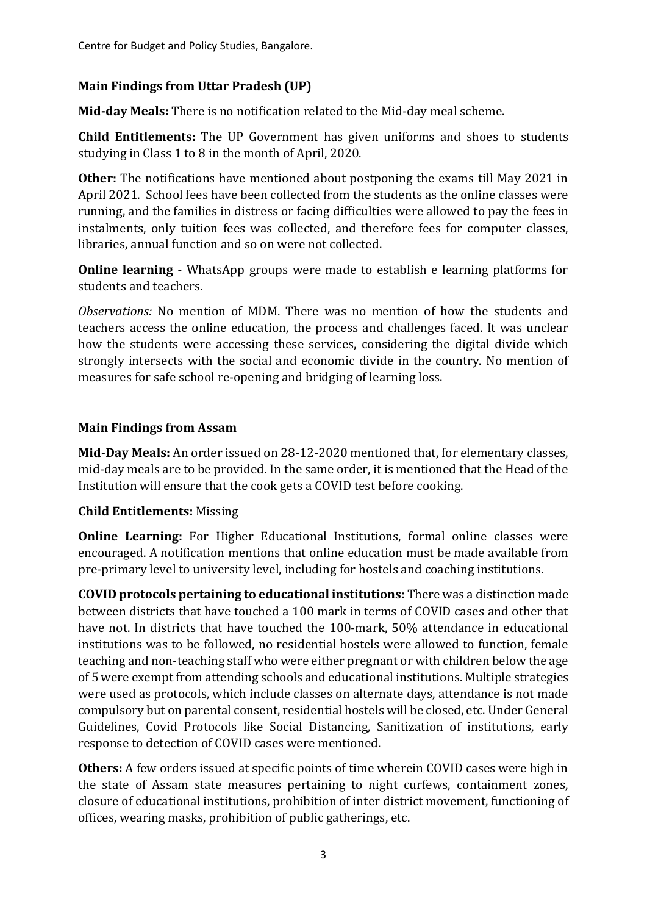### Main Findings from Uttar Pradesh (UP)

**Mid-day Meals:** There is no notification related to the Mid-day meal scheme.

**Child Entitlements:** The UP Government has given uniforms and shoes to students studying in Class 1 to 8 in the month of April, 2020.

**Other:** The notifications have mentioned about postponing the exams till May 2021 in April 2021. School fees have been collected from the students as the online classes were running, and the families in distress or facing difficulties were allowed to pay the fees in instalments, only tuition fees was collected, and therefore fees for computer classes, libraries, annual function and so on were not collected.

**Online learning -** WhatsApp groups were made to establish e learning platforms for students and teachers.

*Observations:* No mention of MDM. There was no mention of how the students and teachers access the online education, the process and challenges faced. It was unclear how the students were accessing these services, considering the digital divide which strongly intersects with the social and economic divide in the country. No mention of measures for safe school re-opening and bridging of learning loss.

### Main Findings from Assam

**Mid-Day Meals:** An order issued on 28-12-2020 mentioned that, for elementary classes, mid-day meals are to be provided. In the same order, it is mentioned that the Head of the Institution will ensure that the cook gets a COVID test before cooking.

**Child Entitlements:** Missing

**Online Learning:** For Higher Educational Institutions, formal online classes were encouraged. A notification mentions that online education must be made available from pre-primary level to university level, including for hostels and coaching institutions.

**COVID protocols pertaining to educational institutions:** There was a distinction made between districts that have touched a 100 mark in terms of COVID cases and other that have not. In districts that have touched the 100-mark, 50% attendance in educational institutions was to be followed, no residential hostels were allowed to function, female teaching and non-teaching staff who were either pregnant or with children below the age of 5 were exempt from attending schools and educational institutions. Multiple strategies were used as protocols, which include classes on alternate days, attendance is not made compulsory but on parental consent, residential hostels will be closed, etc. Under General Guidelines, Covid Protocols like Social Distancing, Sanitization of institutions, early response to detection of COVID cases were mentioned.

**Others:** A few orders issued at specific points of time wherein COVID cases were high in the state of Assam state measures pertaining to night curfews, containment zones, closure of educational institutions, prohibition of inter district movement, functioning of offices, wearing masks, prohibition of public gatherings, etc.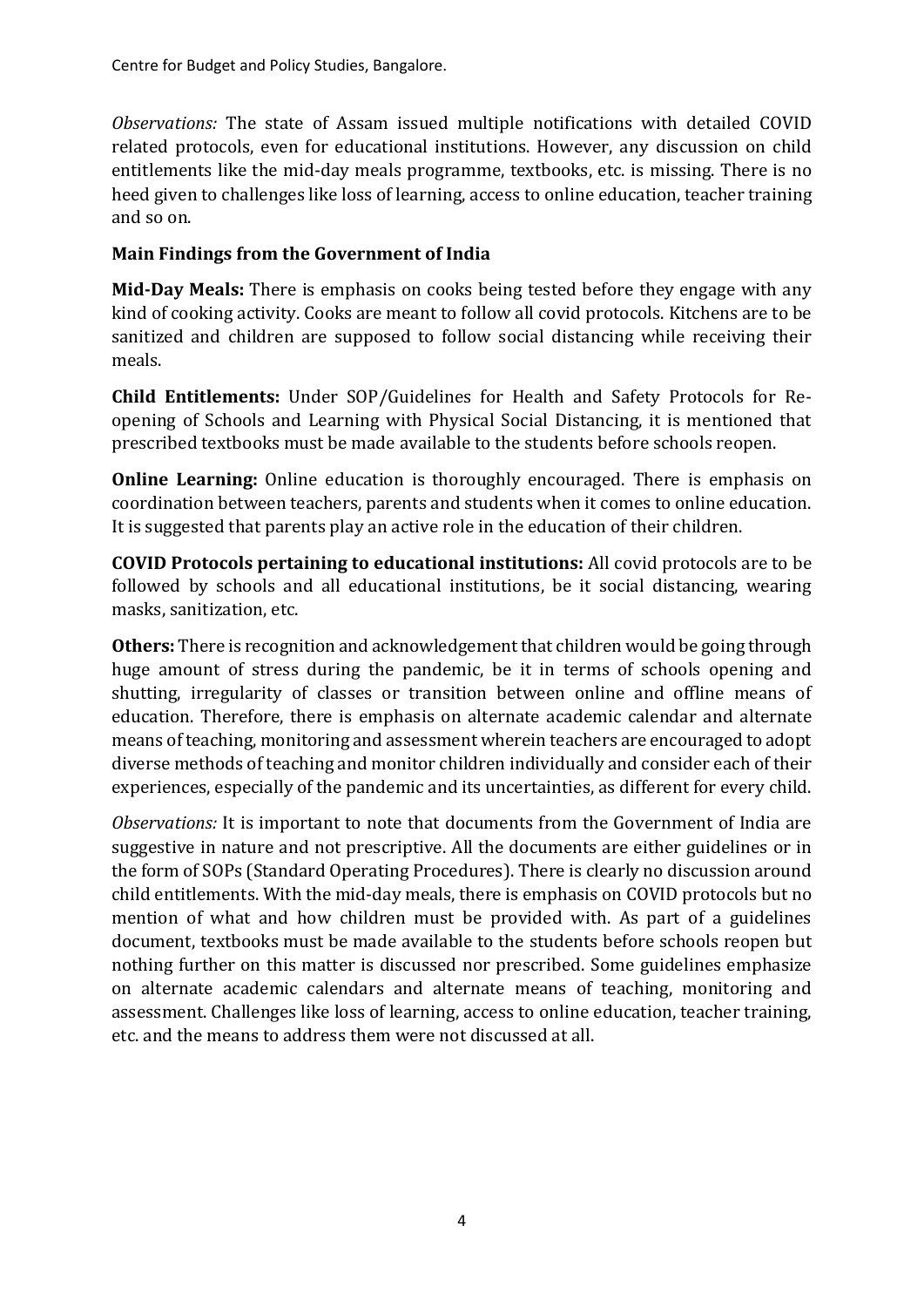*Observations:* The state of Assam issued multiple notifications with detailed COVID related protocols, even for educational institutions. However, any discussion on child entitlements like the mid-day meals programme, textbooks, etc. is missing. There is no heed given to challenges like loss of learning, access to online education, teacher training and so on.

### Main Findings from the Government of India

**Mid-Day Meals:** There is emphasis on cooks being tested before they engage with any kind of cooking activity. Cooks are meant to follow all covid protocols. Kitchens are to be sanitized and children are supposed to follow social distancing while receiving their meals.

**Child Entitlements:** Under SOP/Guidelines for Health and Safety Protocols for Re-opening of Schools and Learning with Physical Social Distancing, it is mentioned that prescribed textbooks must be made available to the students before schools reopen.

**Online Learning:** Online education is thoroughly encouraged. There is emphasis on coordination between teachers, parents and students when it comes to online education. It is suggested that parents play an active role in the education of their children.

**COVID Protocols pertaining to educational institutions:** All covid protocols are to be followed by schools and all educational institutions, be it social distancing, wearing masks, sanitization, etc.

**Others:** There is recognition and acknowledgement that children would be going through huge amount of stress during the pandemic, be it in terms of schools opening and shutting, irregularity of classes or transition between online and offline means of education. Therefore, there is emphasis on alternate academic calendar and alternate means of teaching, monitoring and assessment wherein teachers are encouraged to adopt diverse methods of teaching and monitor children individually and consider each of their experiences, especially of the pandemic and its uncertainties, as different for every child.

*Observations:* It is important to note that documents from the Government of India are suggestive in nature and not prescriptive. All the documents are either guidelines or in the form of SOPs (Standard Operating Procedures). There is clearly no discussion around child entitlements. With the mid-day meals, there is emphasis on COVID protocols but no mention of what and how children must be provided with. As part of a guidelines document, textbooks must be made available to the students before schools reopen but nothing further on this matter is discussed nor prescribed. Some guidelines emphasize on alternate academic calendars and alternate means of teaching, monitoring and assessment. Challenges like loss of learning, access to online education, teacher training, etc. and the means to address them were not discussed at all.